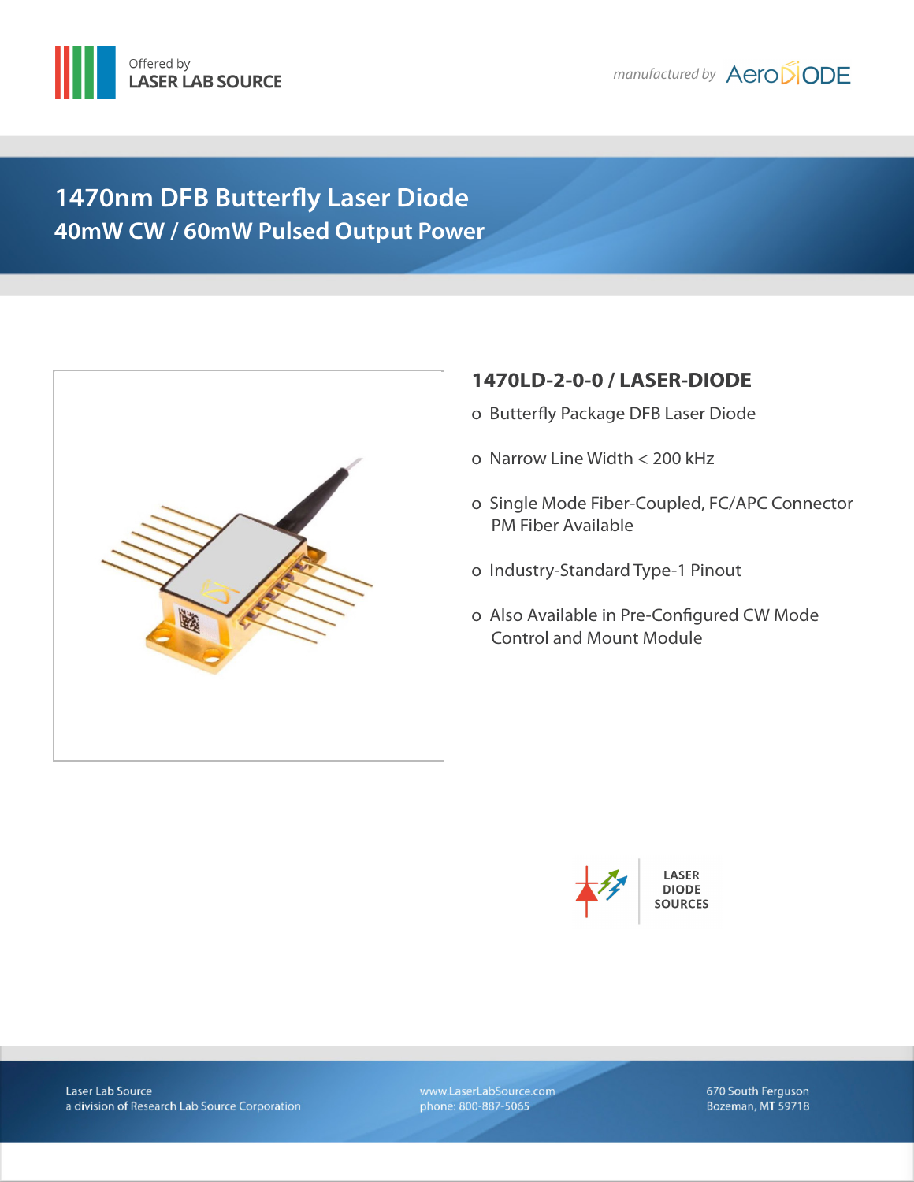Offered by
LASER LAB SOURCE

*manufactured by* AeroDIODE

# 1470nm DFB Butterfly Laser Diode

## 40mW CW / 60mW Pulsed Output Power

### 1470LD-2-0-0 / LASER-DIODE

- Butterfly Package DFB Laser Diode
- Narrow Line Width < 200 kHz
- Single Mode Fiber-Coupled, FC/APC Connector
  PM Fiber Available
- Industry-Standard Type-1 Pinout
- Also Available in Pre-Configured CW Mode
  Control and Mount Module

LASER DIODE SOURCES

Laser Lab Source
a division of Research Lab Source Corporation

www.LaserLabSource.com
phone: 800-887-5065

670 South Ferguson
Bozeman, MT 59718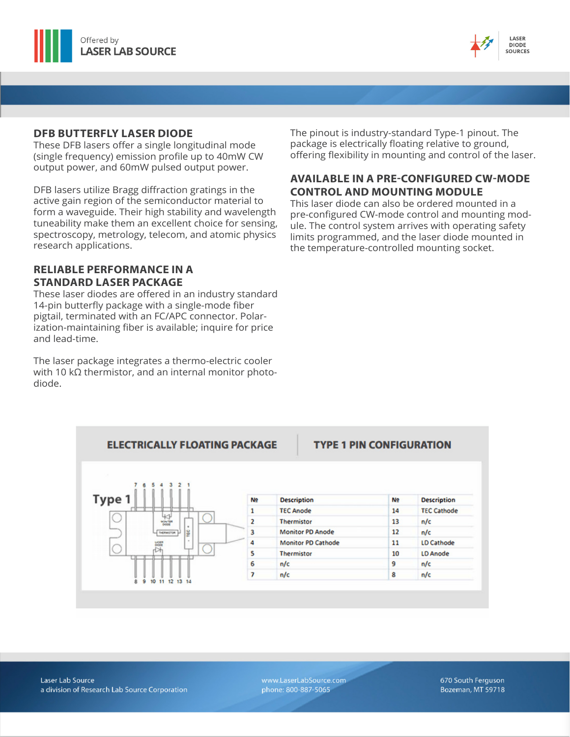## DFB BUTTERFLY LASER DIODE

These DFB lasers offer a single longitudinal mode (single frequency) emission profile up to 40mW CW output power, and 60mW pulsed output power.

DFB lasers utilize Bragg diffraction gratings in the active gain region of the semiconductor material to form a waveguide. Their high stability and wavelength tuneability make them an excellent choice for sensing, spectroscopy, metrology, telecom, and atomic physics research applications.

## RELIABLE PERFORMANCE IN A STANDARD LASER PACKAGE

These laser diodes are offered in an industry standard 14-pin butterfly package with a single-mode fiber pigtail, terminated with an FC/APC connector. Polarization-maintaining fiber is available; inquire for price and lead-time.

The laser package integrates a thermo-electric cooler with 10 kΩ thermistor, and an internal monitor photodiode.

The pinout is industry-standard Type-1 pinout. The package is electrically floating relative to ground, offering flexibility in mounting and control of the laser.

## AVAILABLE IN A PRE-CONFIGURED CW-MODE CONTROL AND MOUNTING MODULE

This laser diode can also be ordered mounted in a pre-configured CW-mode control and mounting module. The control system arrives with operating safety limits programmed, and the laser diode mounted in the temperature-controlled mounting socket.

### ELECTRICALLY FLOATING PACKAGE | TYPE 1 PIN CONFIGURATION

Type 1

| № | Description | № | Description |
|---|---|---|---|
| 1 | TEC Anode | 14 | TEC Cathode |
| 2 | Thermistor | 13 | n/c |
| 3 | Monitor PD Anode | 12 | n/c |
| 4 | Monitor PD Cathode | 11 | LD Cathode |
| 5 | Thermistor | 10 | LD Anode |
| 6 | n/c | 9 | n/c |
| 7 | n/c | 8 | n/c |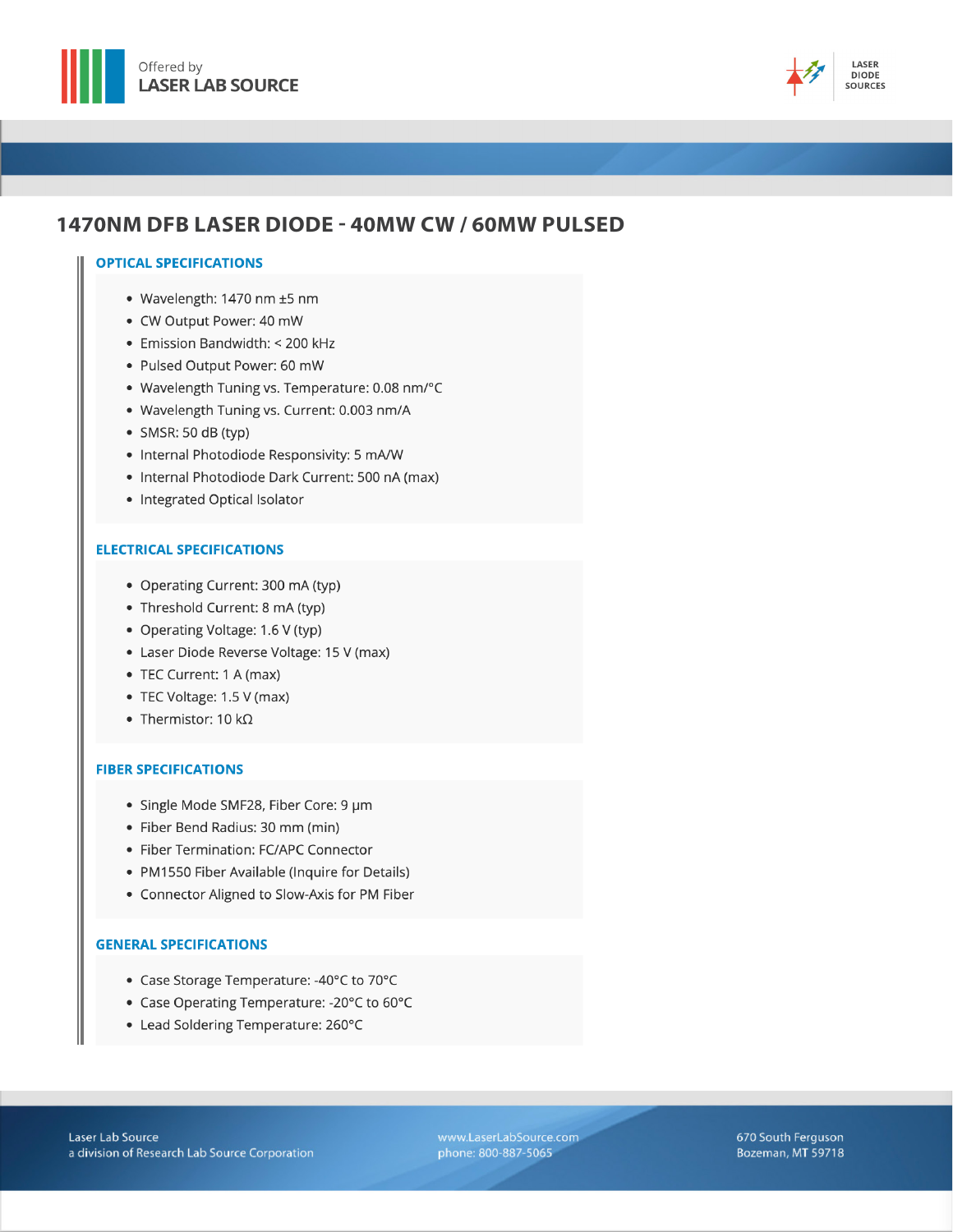# 1470NM DFB LASER DIODE - 40MW CW / 60MW PULSED

## OPTICAL SPECIFICATIONS

- Wavelength: 1470 nm ±5 nm
- CW Output Power: 40 mW
- Emission Bandwidth: < 200 kHz
- Pulsed Output Power: 60 mW
- Wavelength Tuning vs. Temperature: 0.08 nm/°C
- Wavelength Tuning vs. Current: 0.003 nm/A
- SMSR: 50 dB (typ)
- Internal Photodiode Responsivity: 5 mA/W
- Internal Photodiode Dark Current: 500 nA (max)
- Integrated Optical Isolator

## ELECTRICAL SPECIFICATIONS

- Operating Current: 300 mA (typ)
- Threshold Current: 8 mA (typ)
- Operating Voltage: 1.6 V (typ)
- Laser Diode Reverse Voltage: 15 V (max)
- TEC Current: 1 A (max)
- TEC Voltage: 1.5 V (max)
- Thermistor: 10 kΩ

## FIBER SPECIFICATIONS

- Single Mode SMF28, Fiber Core: 9 µm
- Fiber Bend Radius: 30 mm (min)
- Fiber Termination: FC/APC Connector
- PM1550 Fiber Available (Inquire for Details)
- Connector Aligned to Slow-Axis for PM Fiber

## GENERAL SPECIFICATIONS

- Case Storage Temperature: -40°C to 70°C
- Case Operating Temperature: -20°C to 60°C
- Lead Soldering Temperature: 260°C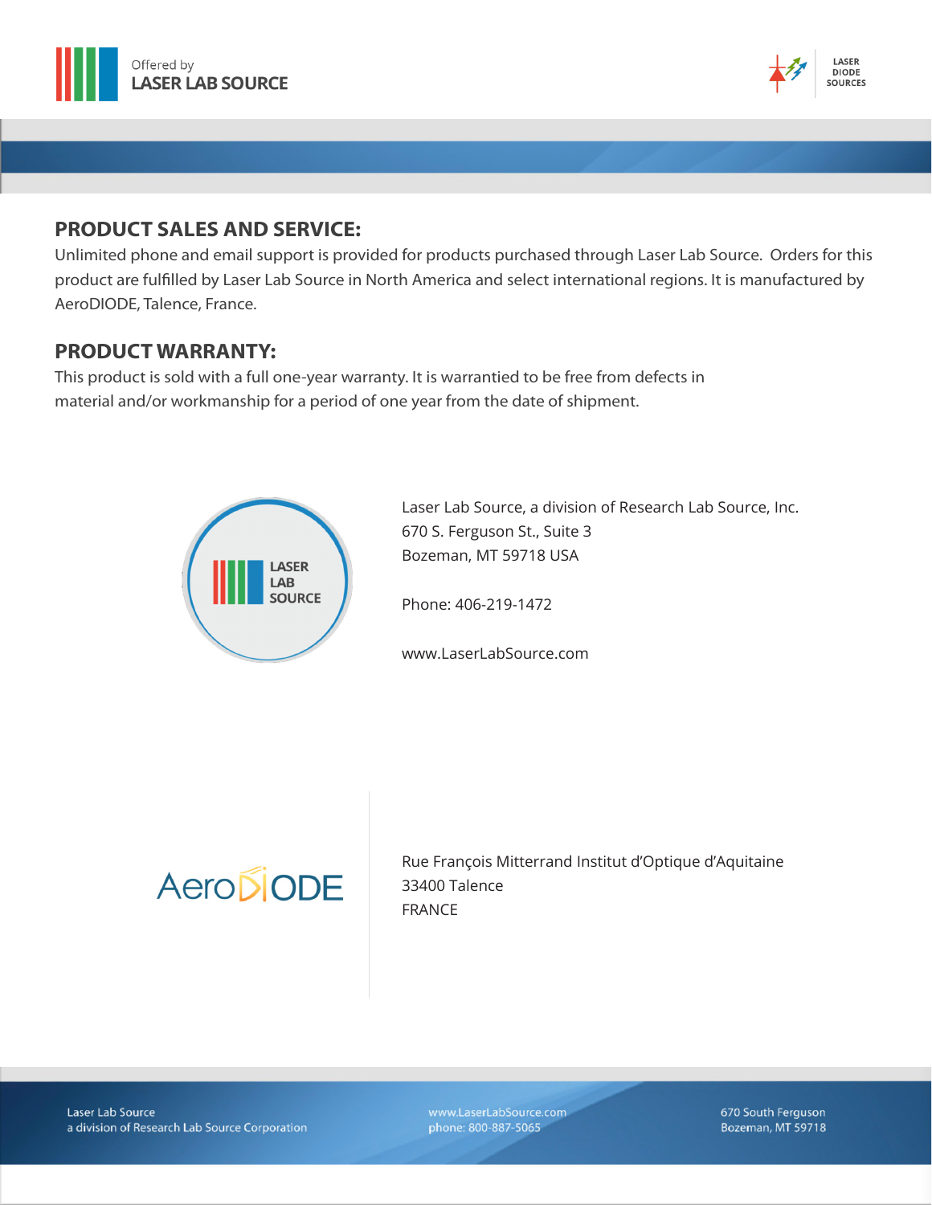## PRODUCT SALES AND SERVICE:

Unlimited phone and email support is provided for products purchased through Laser Lab Source. Orders for this product are fulfilled by Laser Lab Source in North America and select international regions. It is manufactured by AeroDIODE, Talence, France.

## PRODUCT WARRANTY:

This product is sold with a full one-year warranty. It is warrantied to be free from defects in material and/or workmanship for a period of one year from the date of shipment.

Laser Lab Source, a division of Research Lab Source, Inc.
670 S. Ferguson St., Suite 3
Bozeman, MT 59718 USA

Phone: 406-219-1472

www.LaserLabSource.com

Rue François Mitterrand Institut d'Optique d'Aquitaine
33400 Talence
FRANCE